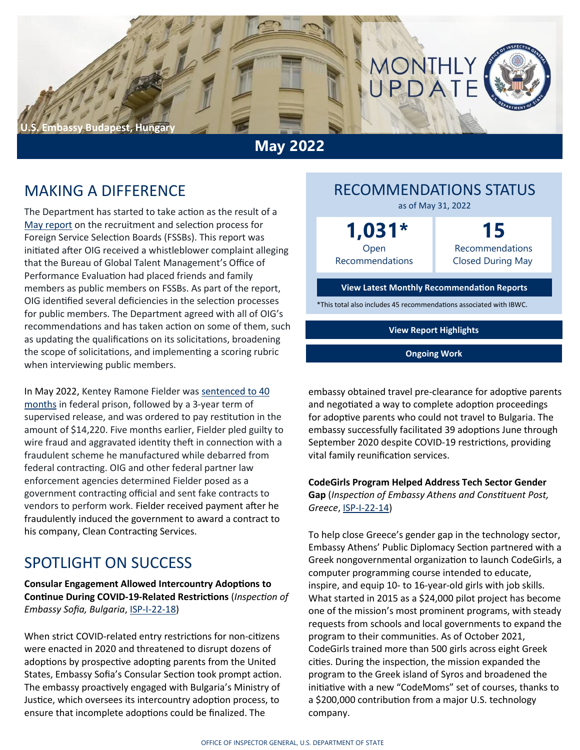U.S. Embassy Budapest, Hungary

# MONTHLY UPDATE

## May 2022

## MAKING A DIFFERENCE

The Department has started to take action as the result of a May report on the recruitment and selection process for Foreign Service Selection Boards (FSSBs). This report was initiated after OIG received a whistleblower complaint alleging that the Bureau of Global Talent Management's Office of Performance Evaluation had placed friends and family members as public members on FSSBs. As part of the report, OIG identified several deficiencies in the selection processes for public members. The Department agreed with all of OIG's recommendations and has taken action on some of them, such as updating the qualifications on its solicitations, broadening the scope of solicitations, and implementing a scoring rubric when interviewing public members.

In May 2022, Kentey Ramone Fielder was sentenced to 40 months in federal prison, followed by a 3-year term of supervised release, and was ordered to pay restitution in the amount of $14,220. Five months earlier, Fielder pled guilty to wire fraud and aggravated identity theft in connection with a fraudulent scheme he manufactured while debarred from federal contracting. OIG and other federal partner law enforcement agencies determined Fielder posed as a government contracting official and sent fake contracts to vendors to perform work. Fielder received payment after he fraudulently induced the government to award a contract to his company, Clean Contracting Services.

## RECOMMENDATIONS STATUS

as of May 31, 2022

| **1,031*** | **15** |
| --- | --- |
| Open Recommendations | Recommendations Closed During May |

View Latest Monthly Recommendation Reports

*This total also includes 45 recommendations associated with IBWC.

View Report Highlights

Ongoing Work

## SPOTLIGHT ON SUCCESS

**Consular Engagement Allowed Intercountry Adoptions to Continue During COVID-19-Related Restrictions** (*Inspection of Embassy Sofia, Bulgaria*, ISP-I-22-18)

When strict COVID-related entry restrictions for non-citizens were enacted in 2020 and threatened to disrupt dozens of adoptions by prospective adopting parents from the United States, Embassy Sofia's Consular Section took prompt action. The embassy proactively engaged with Bulgaria's Ministry of Justice, which oversees its intercountry adoption process, to ensure that incomplete adoptions could be finalized. The embassy obtained travel pre-clearance for adoptive parents and negotiated a way to complete adoption proceedings for adoptive parents who could not travel to Bulgaria. The embassy successfully facilitated 39 adoptions June through September 2020 despite COVID-19 restrictions, providing vital family reunification services.

**CodeGirls Program Helped Address Tech Sector Gender Gap** (*Inspection of Embassy Athens and Constituent Post, Greece*, ISP-I-22-14)

To help close Greece's gender gap in the technology sector, Embassy Athens' Public Diplomacy Section partnered with a Greek nongovernmental organization to launch CodeGirls, a computer programming course intended to educate, inspire, and equip 10- to 16-year-old girls with job skills. What started in 2015 as a $24,000 pilot project has become one of the mission's most prominent programs, with steady requests from schools and local governments to expand the program to their communities. As of October 2021, CodeGirls trained more than 500 girls across eight Greek cities. During the inspection, the mission expanded the program to the Greek island of Syros and broadened the initiative with a new "CodeMoms" set of courses, thanks to a $200,000 contribution from a major U.S. technology company.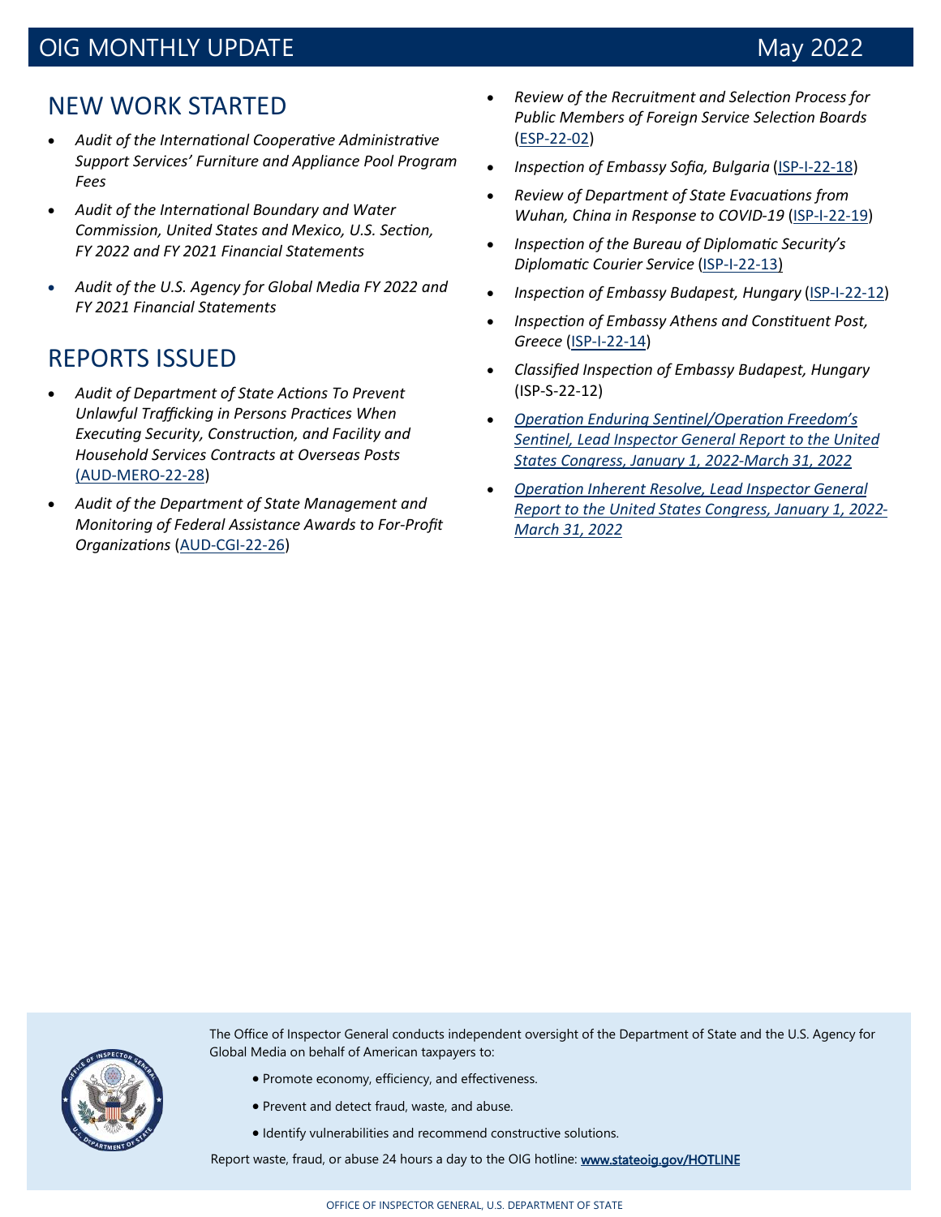## NEW WORK STARTED

- *Audit of the International Cooperative Administrative Support Services' Furniture and Appliance Pool Program Fees*
- *Audit of the International Boundary and Water Commission, United States and Mexico, U.S. Section, FY 2022 and FY 2021 Financial Statements*
- *Audit of the U.S. Agency for Global Media FY 2022 and FY 2021 Financial Statements*

## REPORTS ISSUED

- *Audit of Department of State Actions To Prevent Unlawful Trafficking in Persons Practices When Executing Security, Construction, and Facility and Household Services Contracts at Overseas Posts* (AUD-MERO-22-28)
- *Audit of the Department of State Management and Monitoring of Federal Assistance Awards to For-Profit Organizations* (AUD-CGI-22-26)
- *Review of the Recruitment and Selection Process for Public Members of Foreign Service Selection Boards* (ESP-22-02)
- *Inspection of Embassy Sofia, Bulgaria* (ISP-I-22-18)
- *Review of Department of State Evacuations from Wuhan, China in Response to COVID-19* (ISP-I-22-19)
- *Inspection of the Bureau of Diplomatic Security's Diplomatic Courier Service* (ISP-I-22-13)
- *Inspection of Embassy Budapest, Hungary* (ISP-I-22-12)
- *Inspection of Embassy Athens and Constituent Post, Greece* (ISP-I-22-14)
- *Classified Inspection of Embassy Budapest, Hungary* (ISP-S-22-12)
- *Operation Enduring Sentinel/Operation Freedom's Sentinel, Lead Inspector General Report to the United States Congress, January 1, 2022-March 31, 2022*
- *Operation Inherent Resolve, Lead Inspector General Report to the United States Congress, January 1, 2022-March 31, 2022*

The Office of Inspector General conducts independent oversight of the Department of State and the U.S. Agency for Global Media on behalf of American taxpayers to:

- Promote economy, efficiency, and effectiveness.
- Prevent and detect fraud, waste, and abuse.
- Identify vulnerabilities and recommend constructive solutions.

Report waste, fraud, or abuse 24 hours a day to the OIG hotline: www.stateoig.gov/HOTLINE